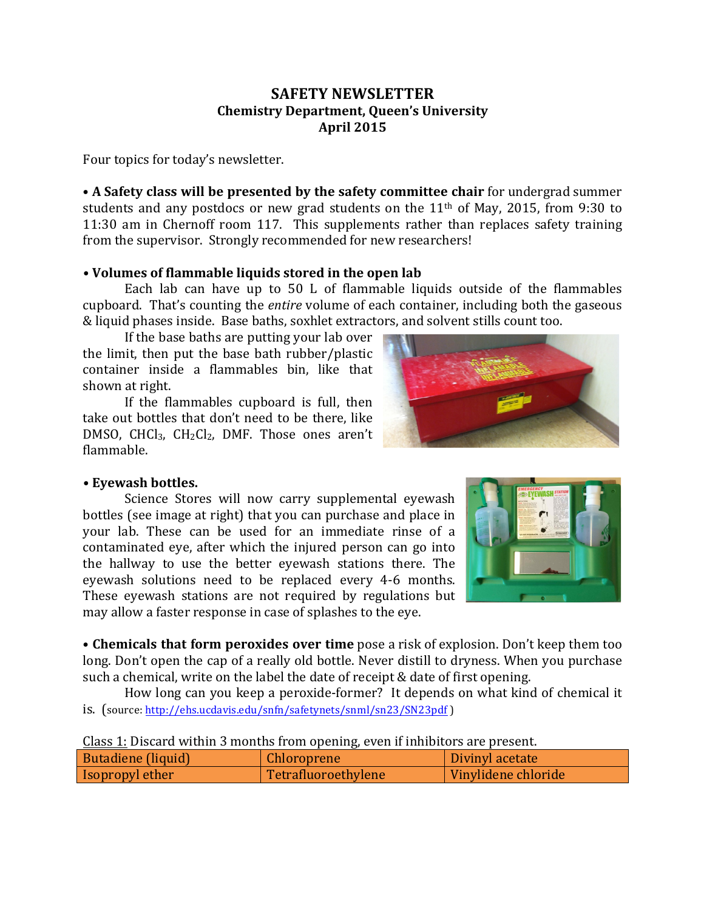# SAFETY NEWSLETTER

## Chemistry Department, Queen's University

## April 2015

Four topics for today's newsletter.

• **A Safety class will be presented by the safety committee chair** for undergrad summer students and any postdocs or new grad students on the 11th of May, 2015, from 9:30 to 11:30 am in Chernoff room 117. This supplements rather than replaces safety training from the supervisor. Strongly recommended for new researchers!

**• Volumes of flammable liquids stored in the open lab**

Each lab can have up to 50 L of flammable liquids outside of the flammables cupboard. That's counting the *entire* volume of each container, including both the gaseous & liquid phases inside. Base baths, soxhlet extractors, and solvent stills count too.

If the base baths are putting your lab over the limit, then put the base bath rubber/plastic container inside a flammables bin, like that shown at right.

If the flammables cupboard is full, then take out bottles that don't need to be there, like DMSO, $CHCl_3$, $CH_2Cl_2$, DMF. Those ones aren't flammable.

**• Eyewash bottles.**

Science Stores will now carry supplemental eyewash bottles (see image at right) that you can purchase and place in your lab. These can be used for an immediate rinse of a contaminated eye, after which the injured person can go into the hallway to use the better eyewash stations there. The eyewash solutions need to be replaced every 4-6 months. These eyewash stations are not required by regulations but may allow a faster response in case of splashes to the eye.

• **Chemicals that form peroxides over time** pose a risk of explosion. Don't keep them too long. Don't open the cap of a really old bottle. Never distill to dryness. When you purchase such a chemical, write on the label the date of receipt & date of first opening.

How long can you keep a peroxide-former? It depends on what kind of chemical it is. (source: http://ehs.ucdavis.edu/snfn/safetynets/snml/sn23/SN23pdf )

Class 1: Discard within 3 months from opening, even if inhibitors are present.

| | | |
|---|---|---|
| Butadiene (liquid) | Chloroprene | Divinyl acetate |
| Isopropyl ether | Tetrafluoroethylene | Vinylidene chloride |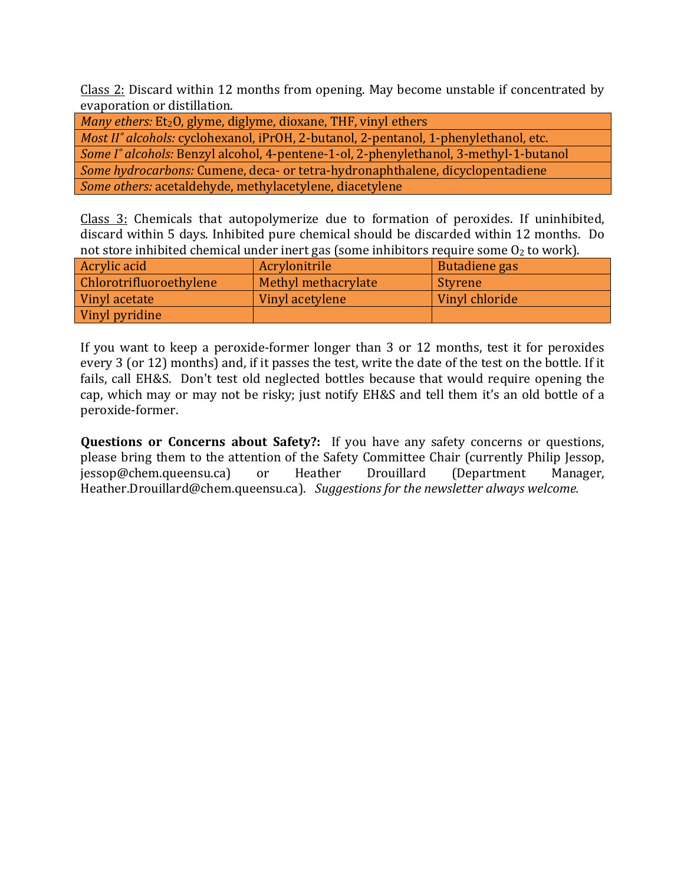Class 2: Discard within 12 months from opening. May become unstable if concentrated by evaporation or distillation.

| |
|---|
| *Many ethers:* $Et_2O$, glyme, diglyme, dioxane, THF, vinyl ethers |
| *Most II˚ alcohols:* cyclohexanol, iPrOH, 2-butanol, 2-pentanol, 1-phenylethanol, etc. |
| *Some I˚ alcohols:* Benzyl alcohol, 4-pentene-1-ol, 2-phenylethanol, 3-methyl-1-butanol |
| *Some hydrocarbons:* Cumene, deca- or tetra-hydronaphthalene, dicyclopentadiene |
| *Some others:* acetaldehyde, methylacetylene, diacetylene |

Class 3: Chemicals that autopolymerize due to formation of peroxides. If uninhibited, discard within 5 days. Inhibited pure chemical should be discarded within 12 months. Do not store inhibited chemical under inert gas (some inhibitors require some $O_2$ to work).

| | | |
|---|---|---|
| Acrylic acid | Acrylonitrile | Butadiene gas |
| Chlorotrifluoroethylene | Methyl methacrylate | Styrene |
| Vinyl acetate | Vinyl acetylene | Vinyl chloride |
| Vinyl pyridine | | |

If you want to keep a peroxide-former longer than 3 or 12 months, test it for peroxides every 3 (or 12) months) and, if it passes the test, write the date of the test on the bottle. If it fails, call EH&S. Don't test old neglected bottles because that would require opening the cap, which may or may not be risky; just notify EH&S and tell them it's an old bottle of a peroxide-former.

**Questions or Concerns about Safety?:** If you have any safety concerns or questions, please bring them to the attention of the Safety Committee Chair (currently Philip Jessop, jessop@chem.queensu.ca) or Heather Drouillard (Department Manager, Heather.Drouillard@chem.queensu.ca). *Suggestions for the newsletter always welcome.*